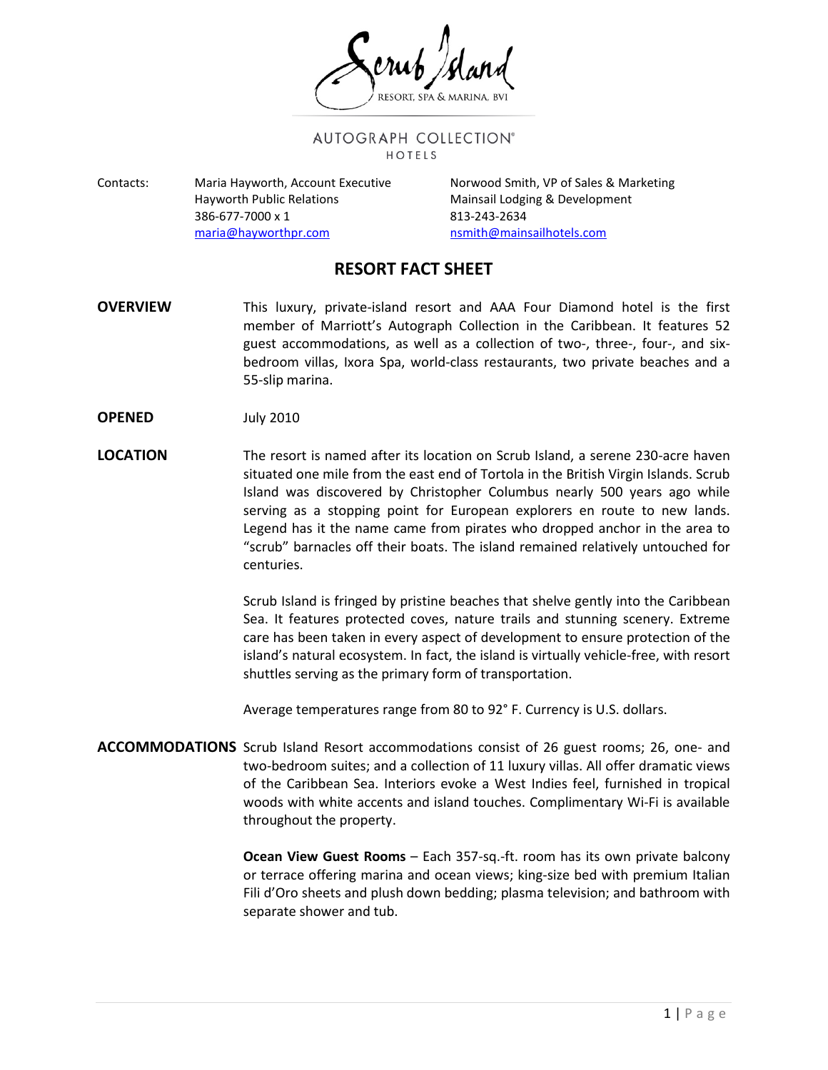Scrub Island

RESORT, SPA & MARINA, BVI

AUTOGRAPH COLLECTION®
HOTELS

Contacts:

Maria Hayworth, Account Executive
Hayworth Public Relations
386-677-7000 x 1
maria@hayworthpr.com

Norwood Smith, VP of Sales & Marketing
Mainsail Lodging & Development
813-243-2634
nsmith@mainsailhotels.com

# RESORT FACT SHEET

**OVERVIEW**

This luxury, private-island resort and AAA Four Diamond hotel is the first member of Marriott's Autograph Collection in the Caribbean. It features 52 guest accommodations, as well as a collection of two-, three-, four-, and six-bedroom villas, Ixora Spa, world-class restaurants, two private beaches and a 55-slip marina.

**OPENED**

July 2010

**LOCATION**

The resort is named after its location on Scrub Island, a serene 230-acre haven situated one mile from the east end of Tortola in the British Virgin Islands. Scrub Island was discovered by Christopher Columbus nearly 500 years ago while serving as a stopping point for European explorers en route to new lands. Legend has it the name came from pirates who dropped anchor in the area to "scrub" barnacles off their boats. The island remained relatively untouched for centuries.

Scrub Island is fringed by pristine beaches that shelve gently into the Caribbean Sea. It features protected coves, nature trails and stunning scenery. Extreme care has been taken in every aspect of development to ensure protection of the island's natural ecosystem. In fact, the island is virtually vehicle-free, with resort shuttles serving as the primary form of transportation.

Average temperatures range from 80 to 92° F. Currency is U.S. dollars.

**ACCOMMODATIONS**

Scrub Island Resort accommodations consist of 26 guest rooms; 26, one- and two-bedroom suites; and a collection of 11 luxury villas. All offer dramatic views of the Caribbean Sea. Interiors evoke a West Indies feel, furnished in tropical woods with white accents and island touches. Complimentary Wi-Fi is available throughout the property.

**Ocean View Guest Rooms** – Each 357-sq.-ft. room has its own private balcony or terrace offering marina and ocean views; king-size bed with premium Italian Fili d'Oro sheets and plush down bedding; plasma television; and bathroom with separate shower and tub.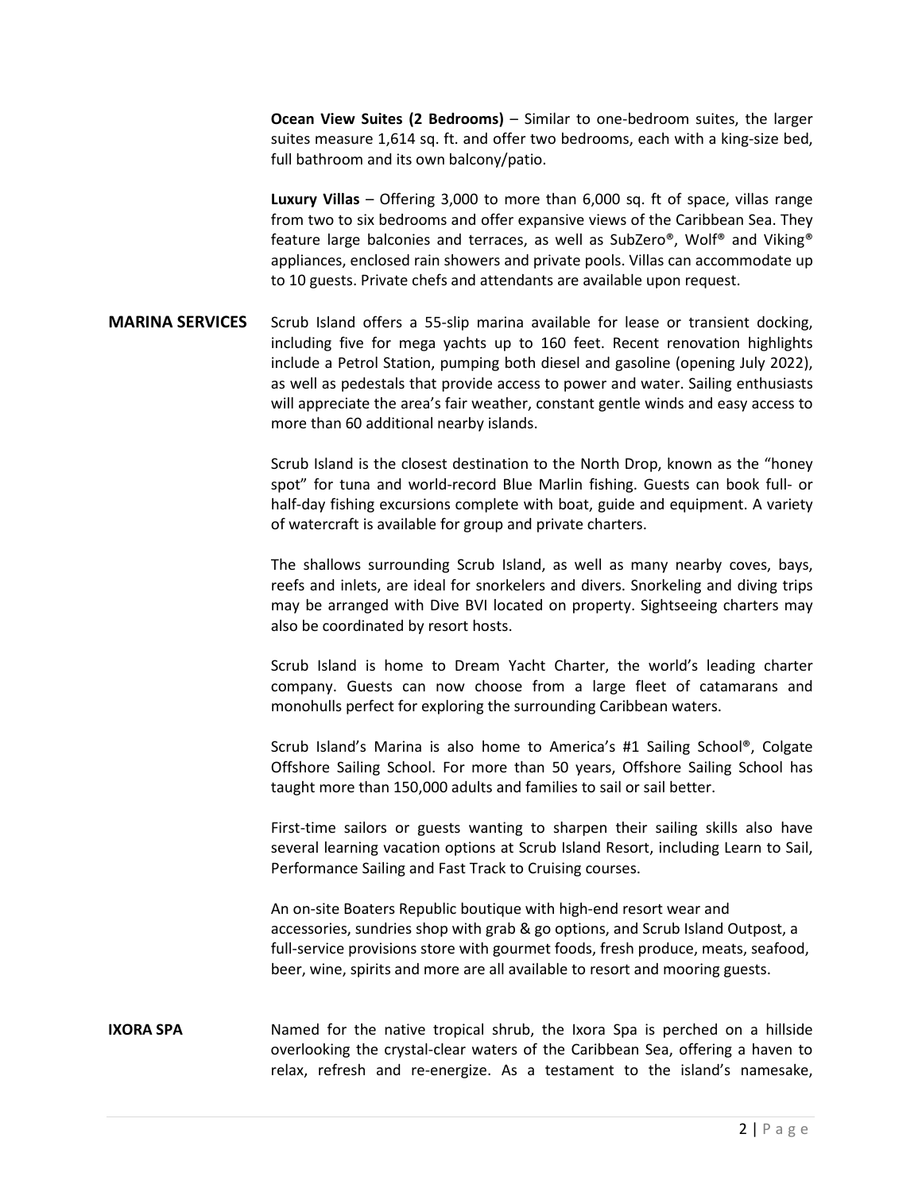**Ocean View Suites (2 Bedrooms)** – Similar to one-bedroom suites, the larger suites measure 1,614 sq. ft. and offer two bedrooms, each with a king-size bed, full bathroom and its own balcony/patio.

**Luxury Villas** – Offering 3,000 to more than 6,000 sq. ft of space, villas range from two to six bedrooms and offer expansive views of the Caribbean Sea. They feature large balconies and terraces, as well as SubZero®, Wolf® and Viking® appliances, enclosed rain showers and private pools. Villas can accommodate up to 10 guests. Private chefs and attendants are available upon request.

## MARINA SERVICES

Scrub Island offers a 55-slip marina available for lease or transient docking, including five for mega yachts up to 160 feet. Recent renovation highlights include a Petrol Station, pumping both diesel and gasoline (opening July 2022), as well as pedestals that provide access to power and water. Sailing enthusiasts will appreciate the area's fair weather, constant gentle winds and easy access to more than 60 additional nearby islands.

Scrub Island is the closest destination to the North Drop, known as the "honey spot" for tuna and world-record Blue Marlin fishing. Guests can book full- or half-day fishing excursions complete with boat, guide and equipment. A variety of watercraft is available for group and private charters.

The shallows surrounding Scrub Island, as well as many nearby coves, bays, reefs and inlets, are ideal for snorkelers and divers. Snorkeling and diving trips may be arranged with Dive BVI located on property. Sightseeing charters may also be coordinated by resort hosts.

Scrub Island is home to Dream Yacht Charter, the world's leading charter company. Guests can now choose from a large fleet of catamarans and monohulls perfect for exploring the surrounding Caribbean waters.

Scrub Island's Marina is also home to America's #1 Sailing School®, Colgate Offshore Sailing School. For more than 50 years, Offshore Sailing School has taught more than 150,000 adults and families to sail or sail better.

First-time sailors or guests wanting to sharpen their sailing skills also have several learning vacation options at Scrub Island Resort, including Learn to Sail, Performance Sailing and Fast Track to Cruising courses.

An on-site Boaters Republic boutique with high-end resort wear and accessories, sundries shop with grab & go options, and Scrub Island Outpost, a full-service provisions store with gourmet foods, fresh produce, meats, seafood, beer, wine, spirits and more are all available to resort and mooring guests.

## IXORA SPA

Named for the native tropical shrub, the Ixora Spa is perched on a hillside overlooking the crystal-clear waters of the Caribbean Sea, offering a haven to relax, refresh and re-energize. As a testament to the island's namesake,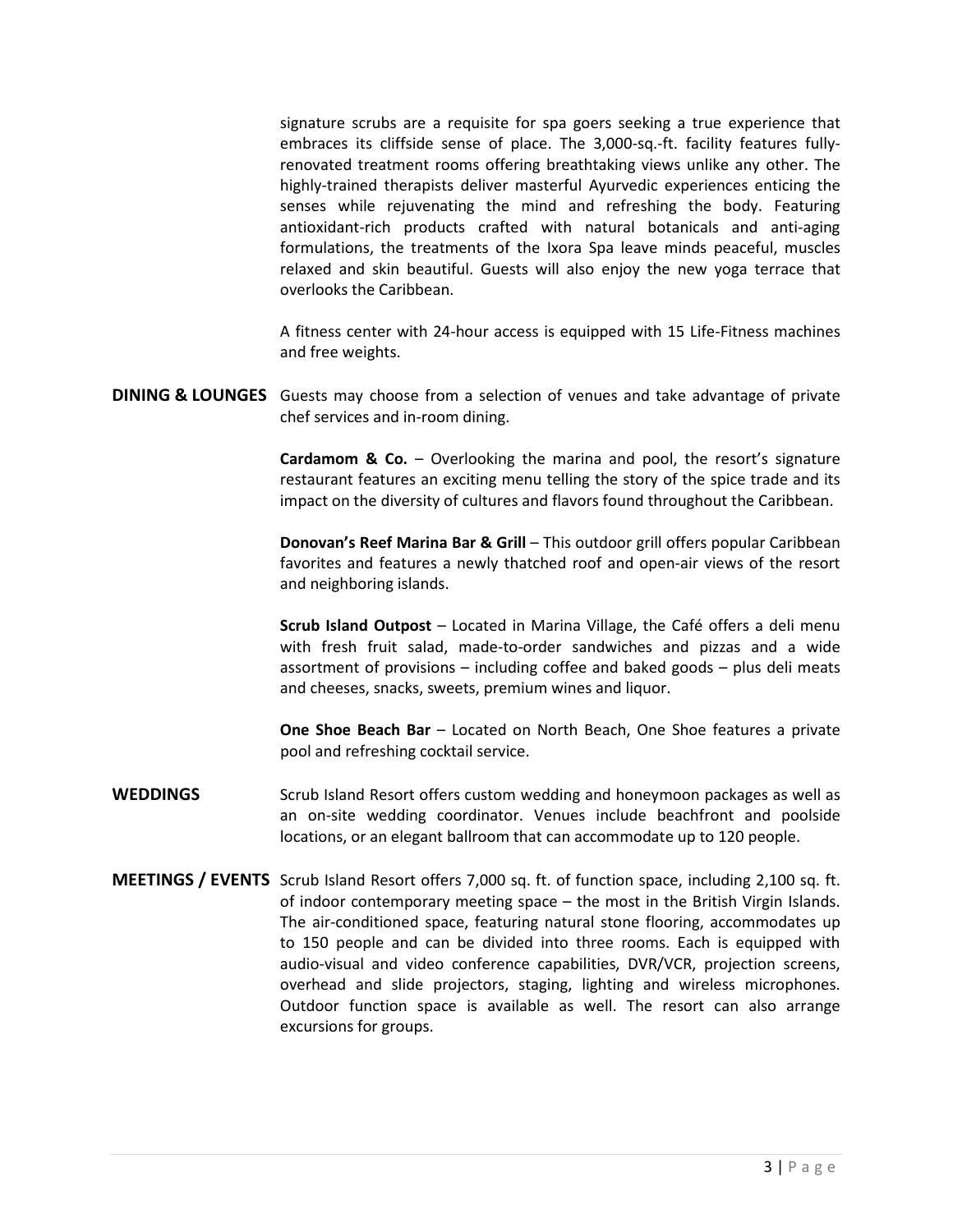signature scrubs are a requisite for spa goers seeking a true experience that embraces its cliffside sense of place. The 3,000-sq.-ft. facility features fully-renovated treatment rooms offering breathtaking views unlike any other. The highly-trained therapists deliver masterful Ayurvedic experiences enticing the senses while rejuvenating the mind and refreshing the body. Featuring antioxidant-rich products crafted with natural botanicals and anti-aging formulations, the treatments of the Ixora Spa leave minds peaceful, muscles relaxed and skin beautiful. Guests will also enjoy the new yoga terrace that overlooks the Caribbean.

A fitness center with 24-hour access is equipped with 15 Life-Fitness machines and free weights.

## DINING & LOUNGES

Guests may choose from a selection of venues and take advantage of private chef services and in-room dining.

**Cardamom & Co.** – Overlooking the marina and pool, the resort's signature restaurant features an exciting menu telling the story of the spice trade and its impact on the diversity of cultures and flavors found throughout the Caribbean.

**Donovan's Reef Marina Bar & Grill** – This outdoor grill offers popular Caribbean favorites and features a newly thatched roof and open-air views of the resort and neighboring islands.

**Scrub Island Outpost** – Located in Marina Village, the Café offers a deli menu with fresh fruit salad, made-to-order sandwiches and pizzas and a wide assortment of provisions – including coffee and baked goods – plus deli meats and cheeses, snacks, sweets, premium wines and liquor.

**One Shoe Beach Bar** – Located on North Beach, One Shoe features a private pool and refreshing cocktail service.

## WEDDINGS

Scrub Island Resort offers custom wedding and honeymoon packages as well as an on-site wedding coordinator. Venues include beachfront and poolside locations, or an elegant ballroom that can accommodate up to 120 people.

## MEETINGS / EVENTS

Scrub Island Resort offers 7,000 sq. ft. of function space, including 2,100 sq. ft. of indoor contemporary meeting space – the most in the British Virgin Islands. The air-conditioned space, featuring natural stone flooring, accommodates up to 150 people and can be divided into three rooms. Each is equipped with audio-visual and video conference capabilities, DVR/VCR, projection screens, overhead and slide projectors, staging, lighting and wireless microphones. Outdoor function space is available as well. The resort can also arrange excursions for groups.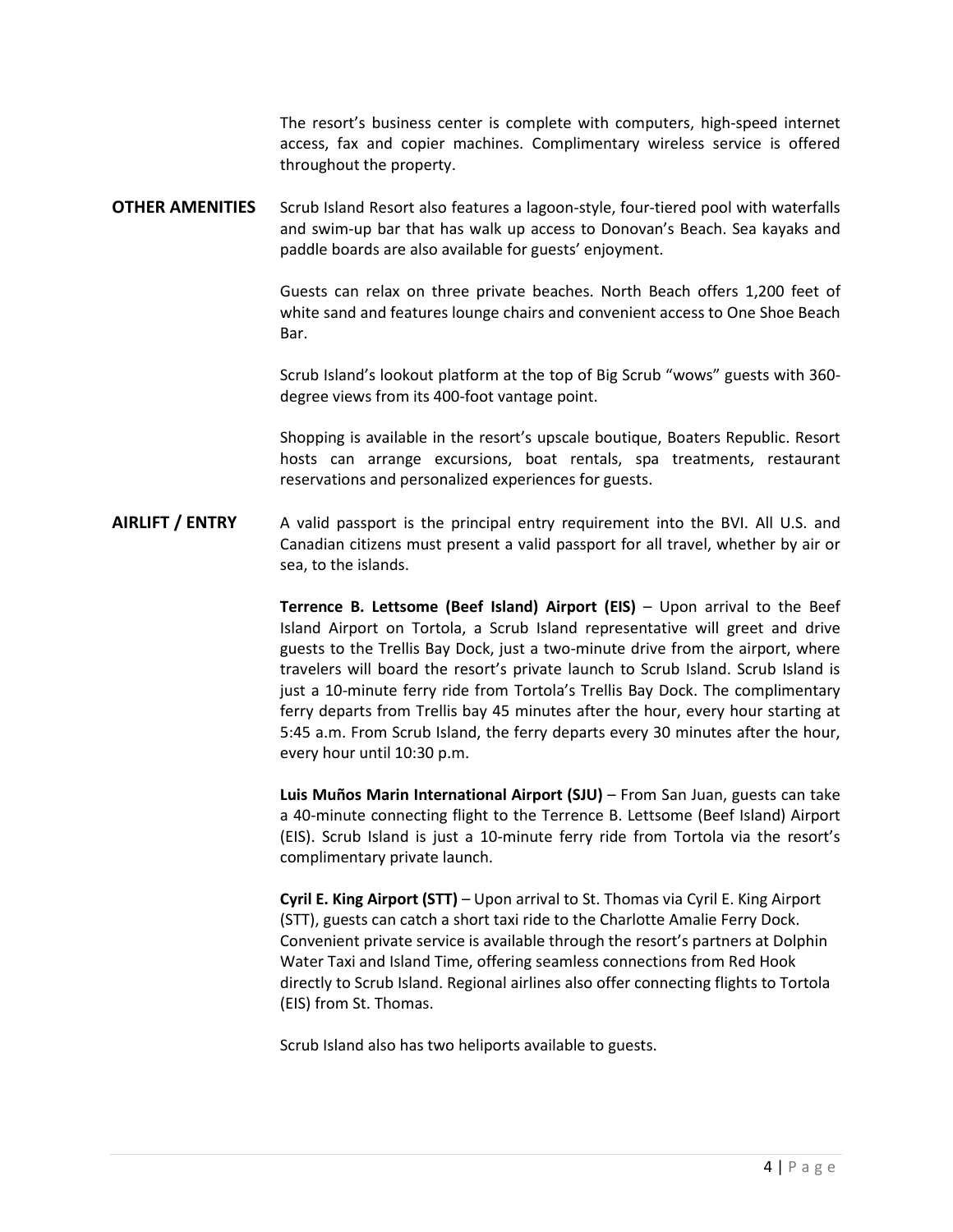The resort's business center is complete with computers, high-speed internet access, fax and copier machines. Complimentary wireless service is offered throughout the property.

## OTHER AMENITIES

Scrub Island Resort also features a lagoon-style, four-tiered pool with waterfalls and swim-up bar that has walk up access to Donovan's Beach. Sea kayaks and paddle boards are also available for guests' enjoyment.

Guests can relax on three private beaches. North Beach offers 1,200 feet of white sand and features lounge chairs and convenient access to One Shoe Beach Bar.

Scrub Island's lookout platform at the top of Big Scrub "wows" guests with 360-degree views from its 400-foot vantage point.

Shopping is available in the resort's upscale boutique, Boaters Republic. Resort hosts can arrange excursions, boat rentals, spa treatments, restaurant reservations and personalized experiences for guests.

## AIRLIFT / ENTRY

A valid passport is the principal entry requirement into the BVI. All U.S. and Canadian citizens must present a valid passport for all travel, whether by air or sea, to the islands.

**Terrence B. Lettsome (Beef Island) Airport (EIS)** – Upon arrival to the Beef Island Airport on Tortola, a Scrub Island representative will greet and drive guests to the Trellis Bay Dock, just a two-minute drive from the airport, where travelers will board the resort's private launch to Scrub Island. Scrub Island is just a 10-minute ferry ride from Tortola's Trellis Bay Dock. The complimentary ferry departs from Trellis bay 45 minutes after the hour, every hour starting at 5:45 a.m. From Scrub Island, the ferry departs every 30 minutes after the hour, every hour until 10:30 p.m.

**Luis Muños Marin International Airport (SJU)** – From San Juan, guests can take a 40-minute connecting flight to the Terrence B. Lettsome (Beef Island) Airport (EIS). Scrub Island is just a 10-minute ferry ride from Tortola via the resort's complimentary private launch.

**Cyril E. King Airport (STT)** – Upon arrival to St. Thomas via Cyril E. King Airport (STT), guests can catch a short taxi ride to the Charlotte Amalie Ferry Dock. Convenient private service is available through the resort's partners at Dolphin Water Taxi and Island Time, offering seamless connections from Red Hook directly to Scrub Island. Regional airlines also offer connecting flights to Tortola (EIS) from St. Thomas.

Scrub Island also has two heliports available to guests.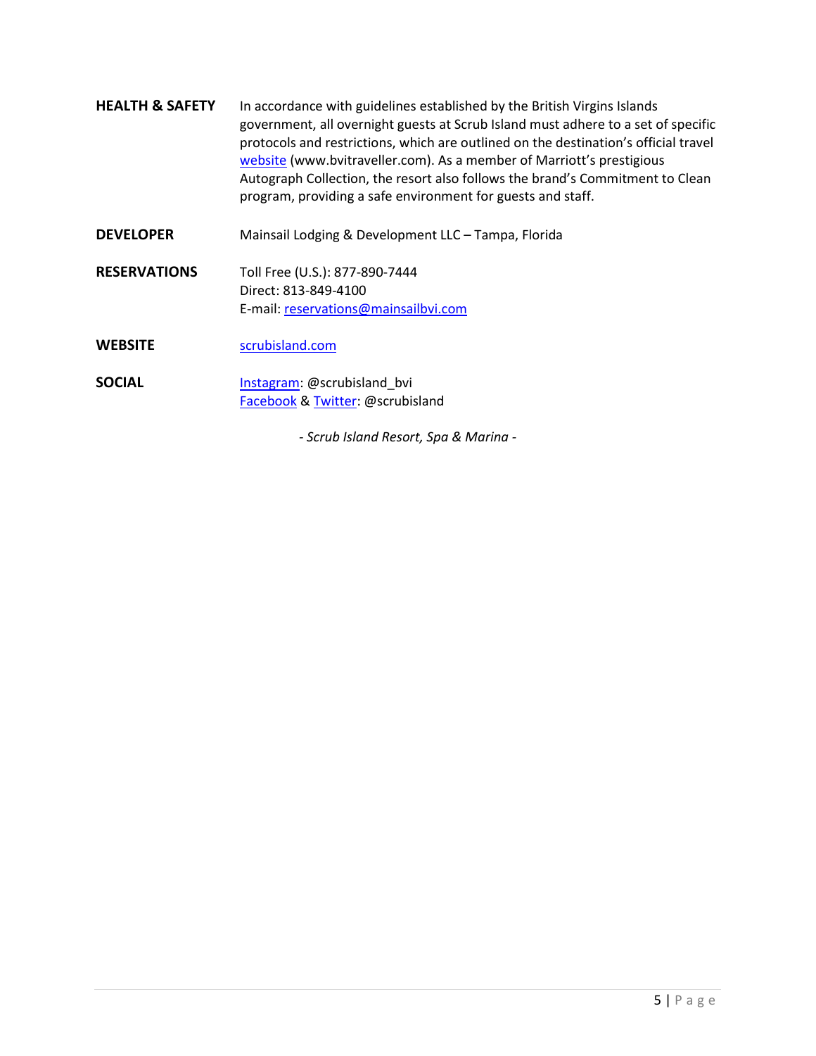**HEALTH & SAFETY** In accordance with guidelines established by the British Virgin Islands government, all overnight guests at Scrub Island must adhere to a set of specific protocols and restrictions, which are outlined on the destination's official travel website (www.bvitraveller.com). As a member of Marriott's prestigious Autograph Collection, the resort also follows the brand's Commitment to Clean program, providing a safe environment for guests and staff.

**DEVELOPER** Mainsail Lodging & Development LLC – Tampa, Florida

**RESERVATIONS** Toll Free (U.S.): 877-890-7444
Direct: 813-849-4100
E-mail: reservations@mainsailbvi.com

**WEBSITE** scrubisland.com

**SOCIAL** Instagram: @scrubisland_bvi
Facebook & Twitter: @scrubisland

*- Scrub Island Resort, Spa & Marina -*